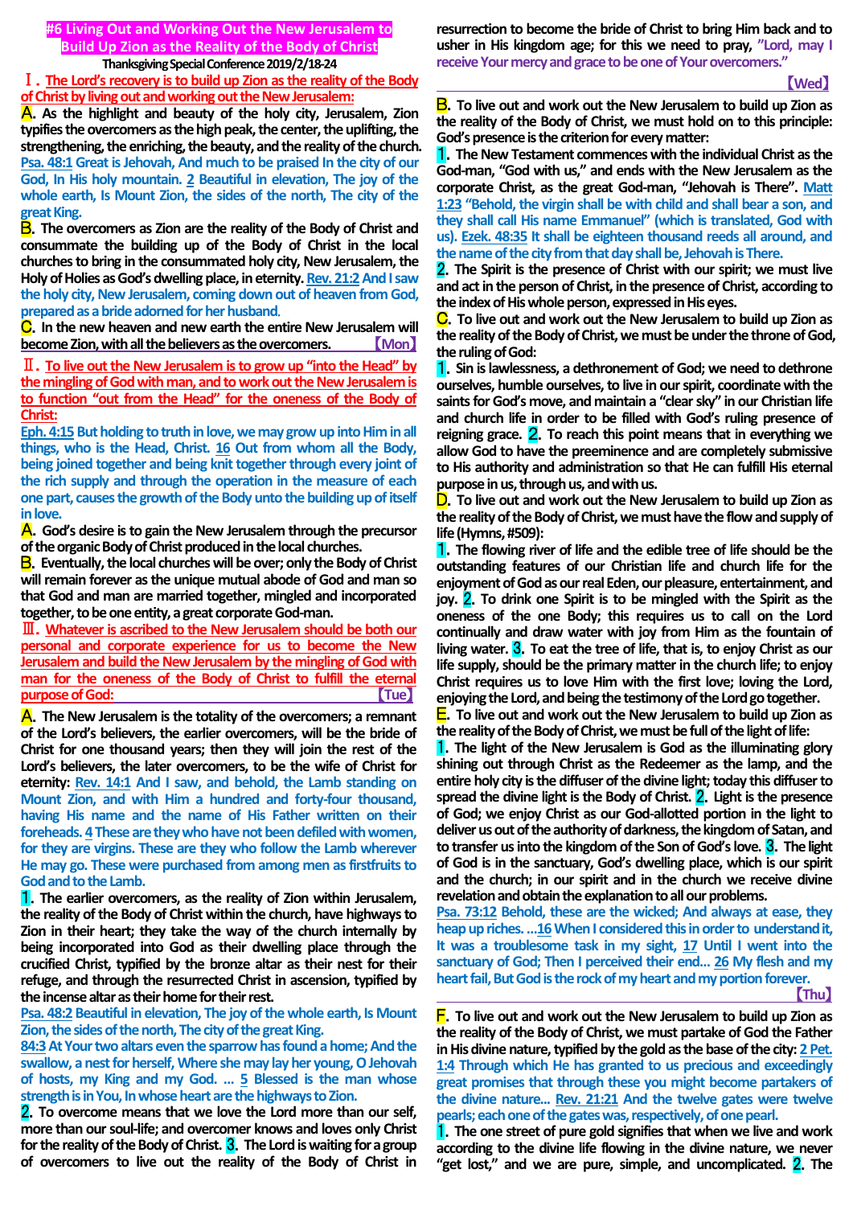# #6 Living Out and Working Out the New Jerusalem to Build Up Zion as the Reality of the Body of Christ

**Thanksgiving Special Conference 2019/2/18-24**

**Ⅰ. The Lord's recovery is to build up Zion as the reality of the Body of Christ by living out and working out the New Jerusalem:**

**A.** As the highlight and beauty of the holy city, Jerusalem, Zion typifies the overcomers as the high peak, the center, the uplifting, the strengthening, the enriching, the beauty, and the reality of the church. **Psa. 48:1** Great is Jehovah, And much to be praised In the city of our God, In His holy mountain. **2** Beautiful in elevation, The joy of the whole earth, Is Mount Zion, the sides of the north, The city of the great King.

**B.** The overcomers as Zion are the reality of the Body of Christ and consummate the building up of the Body of Christ in the local churches to bring in the consummated holy city, New Jerusalem, the Holy of Holies as God's dwelling place, in eternity. **Rev. 21:2** And I saw the holy city, New Jerusalem, coming down out of heaven from God, prepared as a bride adorned for her husband.

**C.** In the new heaven and new earth the entire New Jerusalem will become Zion, with all the believers as the overcomers. 【Mon】

**Ⅱ. To live out the New Jerusalem is to grow up "into the Head" by the mingling of God with man, and to work out the New Jerusalem is to function "out from the Head" for the oneness of the Body of Christ:**

**Eph. 4:15** But holding to truth in love, we may grow up into Him in all things, who is the Head, Christ. **16** Out from whom all the Body, being joined together and being knit together through every joint of the rich supply and through the operation in the measure of each one part, causes the growth of the Body unto the building up of itself in love.

**A.** God's desire is to gain the New Jerusalem through the precursor of the organic Body of Christ produced in the local churches.

**B.** Eventually, the local churches will be over; only the Body of Christ will remain forever as the unique mutual abode of God and man so that God and man are married together, mingled and incorporated together, to be one entity, a great corporate God-man.

**Ⅲ. Whatever is ascribed to the New Jerusalem should be both our personal and corporate experience for us to become the New Jerusalem and build the New Jerusalem by the mingling of God with man for the oneness of the Body of Christ to fulfill the eternal purpose of God:** 【Tue】

**A.** The New Jerusalem is the totality of the overcomers; a remnant of the Lord's believers, the earlier overcomers, will be the bride of Christ for one thousand years; then they will join the rest of the Lord's believers, the later overcomers, to be the wife of Christ for eternity: **Rev. 14:1** And I saw, and behold, the Lamb standing on Mount Zion, and with Him a hundred and forty-four thousand, having His name and the name of His Father written on their foreheads. **4** These are they who have not been defiled with women, for they are virgins. These are they who follow the Lamb wherever He may go. These were purchased from among men as firstfruits to God and to the Lamb.

**1.** The earlier overcomers, as the reality of Zion within Jerusalem, the reality of the Body of Christ within the church, have highways to Zion in their heart; they take the way of the church internally by being incorporated into God as their dwelling place through the crucified Christ, typified by the bronze altar as their nest for their refuge, and through the resurrected Christ in ascension, typified by the incense altar as their home for their rest.

**Psa. 48:2** Beautiful in elevation, The joy of the whole earth, Is Mount Zion, the sides of the north, The city of the great King.
**84:3** At Your two altars even the sparrow has found a home; And the swallow, a nest for herself, Where she may lay her young, O Jehovah of hosts, my King and my God. ... **5** Blessed is the man whose strength is in You, In whose heart are the highways to Zion.

**2.** To overcome means that we love the Lord more than our self, more than our soul-life; and overcomer knows and loves only Christ for the reality of the Body of Christ. **3.** The Lord is waiting for a group of overcomers to live out the reality of the Body of Christ in resurrection to become the bride of Christ to bring Him back and to usher in His kingdom age; for this we need to pray, "Lord, may I receive Your mercy and grace to be one of Your overcomers."

【Wed】

**B.** To live out and work out the New Jerusalem to build up Zion as the reality of the Body of Christ, we must hold on to this principle: God's presence is the criterion for every matter:

**1.** The New Testament commences with the individual Christ as the God-man, "God with us," and ends with the New Jerusalem as the corporate Christ, as the great God-man, "Jehovah is There". **Matt 1:23** "Behold, the virgin shall be with child and shall bear a son, and they shall call His name Emmanuel" (which is translated, God with us). **Ezek. 48:35** It shall be eighteen thousand reeds all around, and the name of the city from that day shall be, Jehovah is There.

**2.** The Spirit is the presence of Christ with our spirit; we must live and act in the person of Christ, in the presence of Christ, according to the index of His whole person, expressed in His eyes.

**C.** To live out and work out the New Jerusalem to build up Zion as the reality of the Body of Christ, we must be under the throne of God, the ruling of God:

**1.** Sin is lawlessness, a dethronement of God; we need to dethrone ourselves, humble ourselves, to live in our spirit, coordinate with the saints for God's move, and maintain a "clear sky" in our Christian life and church life in order to be filled with God's ruling presence of reigning grace. **2.** To reach this point means that in everything we allow God to have the preeminence and are completely submissive to His authority and administration so that He can fulfill His eternal purpose in us, through us, and with us.

**D.** To live out and work out the New Jerusalem to build up Zion as the reality of the Body of Christ, we must have the flow and supply of life (Hymns, #509):

**1.** The flowing river of life and the edible tree of life should be the outstanding features of our Christian life and church life for the enjoyment of God as our real Eden, our pleasure, entertainment, and joy. **2.** To drink one Spirit is to be mingled with the Spirit as the oneness of the one Body; this requires us to call on the Lord continually and draw water with joy from Him as the fountain of living water. **3.** To eat the tree of life, that is, to enjoy Christ as our life supply, should be the primary matter in the church life; to enjoy Christ requires us to love Him with the first love; loving the Lord, enjoying the Lord, and being the testimony of the Lord go together.

**E.** To live out and work out the New Jerusalem to build up Zion as the reality of the Body of Christ, we must be full of the light of life:

**1.** The light of the New Jerusalem is God as the illuminating glory shining out through Christ as the Redeemer as the lamp, and the entire holy city is the diffuser of the divine light; today this diffuser to spread the divine light is the Body of Christ. **2.** Light is the presence of God; we enjoy Christ as our God-allotted portion in the light to deliver us out of the authority of darkness, the kingdom of Satan, and to transfer us into the kingdom of the Son of God's love. **3.** The light of God is in the sanctuary, God's dwelling place, which is our spirit and the church; in our spirit and in the church we receive divine revelation and obtain the explanation to all our problems.

**Psa. 73:12** Behold, these are the wicked; And always at ease, they heap up riches. ...**16** When I considered this in order to understand it, It was a troublesome task in my sight, **17** Until I went into the sanctuary of God; Then I perceived their end... **26** My flesh and my heart fail, But God is the rock of my heart and my portion forever.

【Thu】

**F.** To live out and work out the New Jerusalem to build up Zion as the reality of the Body of Christ, we must partake of God the Father in His divine nature, typified by the gold as the base of the city: **2 Pet. 1:4** Through which He has granted to us precious and exceedingly great promises that through these you might become partakers of the divine nature... **Rev. 21:21** And the twelve gates were twelve pearls; each one of the gates was, respectively, of one pearl.

**1.** The one street of pure gold signifies that when we live and work according to the divine life flowing in the divine nature, we never "get lost," and we are pure, simple, and uncomplicated. **2.** The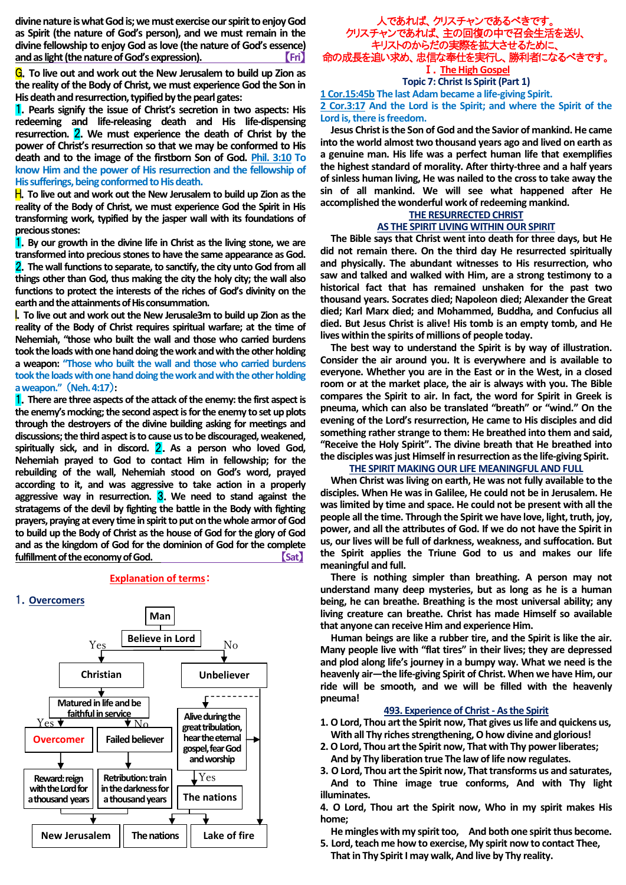divine nature is what God is; we must exercise our spirit to enjoy God as Spirit (the nature of God's person), and we must remain in the divine fellowship to enjoy God as love (the nature of God's essence) and as light (the nature of God's expression). 【Fri】

G. To live out and work out the New Jerusalem to build up Zion as the reality of the Body of Christ, we must experience God the Son in His death and resurrection, typified by the pearl gates:

1. Pearls signify the issue of Christ's secretion in two aspects: His redeeming and life-releasing death and His life-dispensing resurrection. 2. We must experience the death of Christ by the power of Christ's resurrection so that we may be conformed to His death and to the image of the firstborn Son of God. Phil. 3:10 To know Him and the power of His resurrection and the fellowship of His sufferings, being conformed to His death.

H. To live out and work out the New Jerusalem to build up Zion as the reality of the Body of Christ, we must experience God the Spirit in His transforming work, typified by the jasper wall with its foundations of precious stones:

1. By our growth in the divine life in Christ as the living stone, we are transformed into precious stones to have the same appearance as God. 2. The wall functions to separate, to sanctify, the city unto God from all things other than God, thus making the city the holy city; the wall also functions to protect the interests of the riches of God's divinity on the earth and the attainments of His consummation.

I. To live out and work out the New Jerusale3m to build up Zion as the reality of the Body of Christ requires spiritual warfare; at the time of Nehemiah, "those who built the wall and those who carried burdens took the loads with one hand doing the work and with the other holding a weapon: "Those who built the wall and those who carried burdens took the loads with one hand doing the work and with the other holding a weapon." (Neh. 4:17):

1. There are three aspects of the attack of the enemy: the first aspect is the enemy's mocking; the second aspect is for the enemy to set up plots through the destroyers of the divine building asking for meetings and discussions; the third aspect is to cause us to be discouraged, weakened, spiritually sick, and in discord. 2. As a person who loved God, Nehemiah prayed to God to contact Him in fellowship; for the rebuilding of the wall, Nehemiah stood on God's word, prayed according to it, and was aggressive to take action in a properly aggressive way in resurrection. 3. We need to stand against the stratagems of the devil by fighting the battle in the Body with fighting prayers, praying at every time in spirit to put on the whole armor of God to build up the Body of Christ as the house of God for the glory of God and as the kingdom of God for the dominion of God for the complete fulfillment of the economy of God. 【Sat】

**Explanation of terms:**

1. **Overcomers**

- Man → Believe in Lord
  - Yes → Christian → Matured in life and be faithful in service
    - Yes → Overcomer → Reward: reign with the Lord for a thousand years → New Jerusalem
    - No → Failed believer → Retribution: train in the darkness for a thousand years → New Jerusalem
  - No → Unbeliever → Alive during the great tribulation, hear the eternal gospel, fear God and worship
    - Yes → The nations → The nations
    - No → Lake of fire

人であれば、クリスチャンであるべきです。
クリスチャンであれば、主の回復の中で召会生活を送り、
キリストのからだの実際を拡大させるために、
命の成長を追い求め、忠信な奉仕を実行し、勝利者になるべきです。

## Ⅰ. The High Gospel

### Topic 7: Christ Is Spirit (Part 1)

1 Cor.15:45b The last Adam became a life-giving Spirit.
2 Cor.3:17 And the Lord is the Spirit; and where the Spirit of the Lord is, there is freedom.

Jesus Christ is the Son of God and the Savior of mankind. He came into the world almost two thousand years ago and lived on earth as a genuine man. His life was a perfect human life that exemplifies the highest standard of morality. After thirty-three and a half years of sinless human living, He was nailed to the cross to take away the sin of all mankind. We will see what happened after He accomplished the wonderful work of redeeming mankind.

**THE RESURRECTED CHRIST AS THE SPIRIT LIVING WITHIN OUR SPIRIT**

The Bible says that Christ went into death for three days, but He did not remain there. On the third day He resurrected spiritually and physically. The abundant witnesses to His resurrection, who saw and talked and walked with Him, are a strong testimony to a historical fact that has remained unshaken for the past two thousand years. Socrates died; Napoleon died; Alexander the Great died; Karl Marx died; and Mohammed, Buddha, and Confucius all died. But Jesus Christ is alive! His tomb is an empty tomb, and He lives within the spirits of millions of people today.

The best way to understand the Spirit is by way of illustration. Consider the air around you. It is everywhere and is available to everyone. Whether you are in the East or in the West, in a closed room or at the market place, the air is always with you. The Bible compares the Spirit to air. In fact, the word for Spirit in Greek is pneuma, which can also be translated "breath" or "wind." On the evening of the Lord's resurrection, He came to His disciples and did something rather strange to them: He breathed into them and said, "Receive the Holy Spirit". The divine breath that He breathed into the disciples was just Himself in resurrection as the life-giving Spirit.

**THE SPIRIT MAKING OUR LIFE MEANINGFUL AND FULL**

When Christ was living on earth, He was not fully available to the disciples. When He was in Galilee, He could not be in Jerusalem. He was limited by time and space. He could not be present with all the people all the time. Through the Spirit we have love, light, truth, joy, power, and all the attributes of God. If we do not have the Spirit in us, our lives will be full of darkness, weakness, and suffocation. But the Spirit applies the Triune God to us and makes our life meaningful and full.

There is nothing simpler than breathing. A person may not understand many deep mysteries, but as long as he is a human being, he can breathe. Breathing is the most universal ability; any living creature can breathe. Christ has made Himself so available that anyone can receive Him and experience Him.

Human beings are like a rubber tire, and the Spirit is like the air. Many people live with "flat tires" in their lives; they are depressed and plod along life's journey in a bumpy way. What we need is the heavenly air—the life-giving Spirit of Christ. When we have Him, our ride will be smooth, and we will be filled with the heavenly pneuma!

**493. Experience of Christ - As the Spirit**

1. O Lord, Thou art the Spirit now, That gives us life and quickens us,
   With all Thy riches strengthening, O how divine and glorious!
2. O Lord, Thou art the Spirit now, That with Thy power liberates;
   And by Thy liberation true The law of life now regulates.
3. O Lord, Thou art the Spirit now, That transforms us and saturates,
   And to Thine image true conforms, And with Thy light illuminates.
4. O Lord, Thou art the Spirit now, Who in my spirit makes His home;
   He mingles with my spirit too, And both one spirit thus become.
5. Lord, teach me how to exercise, My spirit now to contact Thee,
   That in Thy Spirit I may walk, And live by Thy reality.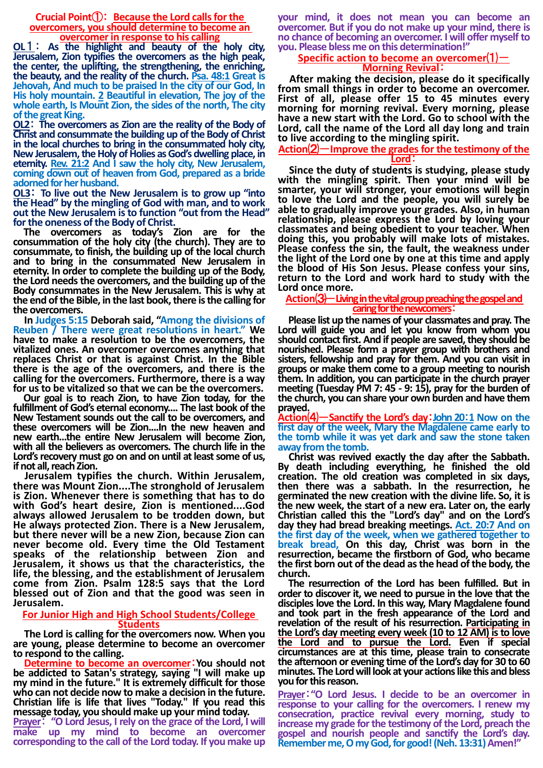## Crucial Point①: Because the Lord calls for the overcomers, you should determine to become an overcomer in response to his calling

**OL1: As the highlight and beauty of the holy city, Jerusalem, Zion typifies the overcomers as the high peak, the center, the uplifting, the strengthening, the enriching, the beauty, and the reality of the church.** Psa. 48:1 Great is Jehovah, And much to be praised In the city of our God, In His holy mountain. 2 Beautiful in elevation, The joy of the whole earth, Is Mount Zion, the sides of the north, The city of the great King.

**OL2: The overcomers as Zion are the reality of the Body of Christ and consummate the building up of the Body of Christ in the local churches to bring in the consummated holy city, New Jerusalem, the Holy of Holies as God's dwelling place, in eternity.** Rev. 21:2 And I saw the holy city, New Jerusalem, coming down out of heaven from God, prepared as a bride adorned for her husband.

**OL3: To live out the New Jerusalem is to grow up "into the Head" by the mingling of God with man, and to work out the New Jerusalem is to function "out from the Head" for the oneness of the Body of Christ.**

The overcomers as today's Zion are for the consummation of the holy city (the church). They are to consummate, to finish, the building up of the local church and to bring in the consummated New Jerusalem in eternity. In order to complete the building up of the Body, the Lord needs the overcomers, and the building up of the Body consummates in the New Jerusalem. This is why at the end of the Bible, in the last book, there is the calling for the overcomers.

In **Judges 5:15** Deborah said, "Among the divisions of Reuben / There were great resolutions in heart." We have to make a resolution to be the overcomers, the vitalized ones. An overcomer overcomes anything that replaces Christ or that is against Christ. In the Bible there is the age of the overcomers, and there is the calling for the overcomers. Furthermore, there is a way for us to be vitalized so that we can be the overcomers.

**Our goal is to reach Zion, to have Zion today, for the fulfillment of God's eternal economy.... The last book of the New Testament sounds out the call to be overcomers, and these overcomers will be Zion....In the new heaven and new earth...the entire New Jerusalem will become Zion, with all the believers as overcomers. The church life in the Lord's recovery must go on and on until at least some of us, if not all, reach Zion.**

Jerusalem typifies the church. Within Jerusalem, there was Mount Zion....The stronghold of Jerusalem is Zion. Whenever there is something that has to do with God's heart desire, Zion is mentioned....God always allowed Jerusalem to be trodden down, but He always protected Zion. There is a New Jerusalem, but there never will be a new Zion, because Zion can never become old. Every time the Old Testament speaks of the relationship between Zion and Jerusalem, it shows us that the characteristics, the life, the blessing, and the establishment of Jerusalem come from Zion. Psalm 128:5 says that the Lord blessed out of Zion and that the good was seen in Jerusalem.

### For Junior High and High School Students/College Students

The Lord is calling for the overcomers now. When you are young, please determine to become an overcomer to respond to the calling.

**Determine to become an overcomer: You should not be addicted to Satan's strategy, saying "I will make up my mind in the future." It is extremely difficult for those who can not decide now to make a decision in the future. Christian life is life that lives "Today." If you read this message today, you should make up your mind today.**

**Prayer: "O Lord Jesus, I rely on the grace of the Lord, I will make up my mind to become an overcomer corresponding to the call of the Lord today. If you make up your mind, it does not mean you can become an overcomer. But if you do not make up your mind, there is no chance of becoming an overcomer. I will offer myself to you. Please bless me on this determination!"**

### Specific action to become an overcomer⑴―Morning Revival:

**After making the decision, please do it specifically from small things in order to become an overcomer. First of all, please offer 15 to 45 minutes every morning for morning revival. Every morning, please have a new start with the Lord. Go to school with the Lord, call the name of the Lord all day long and train to live according to the mingling spirit.**

### Action⑵―Improve the grades for the testimony of the Lord:

**Since the duty of students is studying, please study with the mingling spirit. Then your mind will be smarter, your will stronger, your emotions will begin to love the Lord and the people, you will surely be able to gradually improve your grades. Also, in human relationship, please express the Lord by loving your classmates and being obedient to your teacher. When doing this, you probably will make lots of mistakes. Please confess the sin, the fault, the weakness under the light of the Lord one by one at this time and apply the blood of His Son Jesus. Please confess your sins, return to the Lord and work hard to study with the Lord once more.**

### Action⑶―Living in the vital group preaching the gospel and caring for the newcomers:

**Please list up the names of your classmates and pray. The Lord will guide you and let you know from whom you should contact first. And if people are saved, they should be nourished. Please form a prayer group with brothers and sisters, fellowship and pray for them. And you can visit in groups or make them come to a group meeting to nourish them. In addition, you can participate in the church prayer meeting (Tuesday PM 7: 45 - 9: 15), pray for the burden of the church, you can share your own burden and have them prayed.**

### Action⑷―Sanctify the Lord's day: John 20:1 Now on the first day of the week, Mary the Magdalene came early to the tomb while it was yet dark and saw the stone taken away from the tomb.

**Christ was revived exactly the day after the Sabbath. By death including everything, he finished the old creation. The old creation was completed in six days, then there was a sabbath. In the resurrection, he germinated the new creation with the divine life. So, it is the new week, the start of a new era. Later on, the early Christian called this the "Lord's day" and on the Lord's day they had bread breaking meetings.** Act. 20:7 And on the first day of the week, when we gathered together to break bread, **On this day, Christ was born in the resurrection, became the firstborn of God, who became the first born out of the dead as the head of the body, the church.**

**The resurrection of the Lord has been fulfilled. But in order to discover it, we need to pursue in the love that the disciples love the Lord. In this way, Mary Magdalene found and took part in the fresh appearance of the Lord and revelation of the result of his resurrection. Participating in the Lord's day meeting every week (10 to 12 AM) is to love the Lord and to pursue the Lord. Even if special circumstances are at this time, please train to consecrate the afternoon or evening time of the Lord's day for 30 to 60 minutes. The Lord will look at your actions like this and bless you for this reason.**

**Prayer: "O Lord Jesus. I decide to be an overcomer in response to your calling for the overcomers. I renew my consecration, practice revival every morning, study to increase my grade for the testimony of the Lord, preach the gospel and nourish people and sanctify the Lord's day. Remember me, O my God, for good! (Neh. 13:31) Amen!"**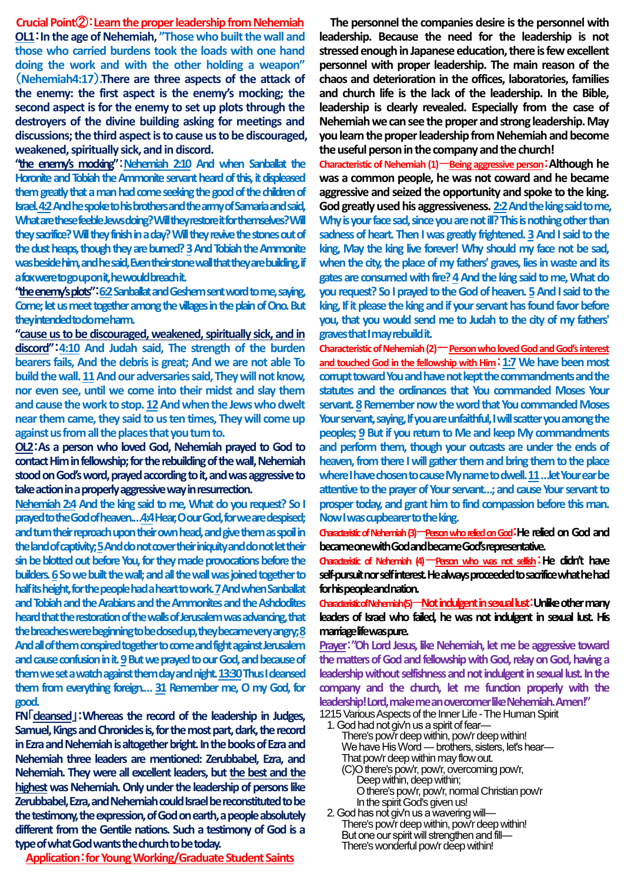**Crucial Point②：Learn the proper leadership from Nehemiah**

**OL1：In the age of Nehemiah, "Those who built the wall and those who carried burdens took the loads with one hand doing the work and with the other holding a weapon" (Nehemiah4:17).There are three aspects of the attack of the enemy: the first aspect is the enemy's mocking; the second aspect is for the enemy to set up plots through the destroyers of the divine building asking for meetings and discussions; the third aspect is to cause us to be discouraged, weakened, spiritually sick, and in discord.**

"**the enemy's mocking**"：Nehemiah 2:10 And when Sanballat the Horonite and Tobiah the Ammonite servant heard of this, it displeased them greatly that a man had come seeking the good of the children of Israel. 4:2 And he spoke to his brothers and the army of Samaria and said, What are these feeble Jews doing? Will they restore it for themselves? Will they sacrifice? Will they finish in a day? Will they revive the stones out of the dust heaps, though they are burned? 3 And Tobiah the Ammonite was beside him, and he said, Even their stone wall that they are building, if a fox were to go up on it, he would breach it.

"**the enemy's plots**"：6:2 Sanballat and Geshem sent word to me, saying, Come; let us meet together among the villages in the plain of Ono. But they intended to do me harm.

"**cause us to be discouraged, weakened, spiritually sick, and in discord**"：4:10 And Judah said, The strength of the burden bearers fails, And the debris is great; And we are not able To build the wall. 11 And our adversaries said, They will not know, nor even see, until we come into their midst and slay them and cause the work to stop. 12 And when the Jews who dwelt near them came, they said to us ten times, They will come up against us from all the places that you turn to.

**OL2：As a person who loved God, Nehemiah prayed to God to contact Him in fellowship; for the rebuilding of the wall, Nehemiah stood on God's word, prayed according to it, and was aggressive to take action in a properly aggressive way in resurrection.**

Nehemiah 2:4 And the king said to me, What do you request? So I prayed to the God of heaven.…4:4 Hear, O our God, for we are despised; and turn their reproach upon their own head, and give them as spoil in the land of captivity; 5 And do not cover their iniquity and do not let their sin be blotted out before You, for they made provocations before the builders. 6 So we built the wall; and all the wall was joined together to half its height, for the people had a heart to work. 7 And when Sanballat and Tobiah and the Arabians and the Ammonites and the Ashdodites heard that the restoration of the walls of Jerusalem was advancing, that the breaches were beginning to be closed up, they became very angry; 8 And all of them conspired together to come and fight against Jerusalem and cause confusion in it. 9 But we prayed to our God, and because of them we set a watch against them day and night. 13:30 Thus I cleansed them from everything foreign.… 31 Remember me, O my God, for good.

**FN「cleansed」：Whereas the record of the leadership in Judges, Samuel, Kings and Chronicles is, for the most part, dark, the record in Ezra and Nehemiah is altogether bright. In the books of Ezra and Nehemiah three leaders are mentioned: Zerubbabel, Ezra, and Nehemiah. They were all excellent leaders, but the best and the highest was Nehemiah. Only under the leadership of persons like Zerubbabel, Ezra, and Nehemiah could Israel be reconstituted to be the testimony, the expression, of God on earth, a people absolutely different from the Gentile nations. Such a testimony of God is a type of what God wants the church to be today.**

**Application：for Young Working/Graduate Student Saints**

**The personnel the companies desire is the personnel with leadership. Because the need for the leadership is not stressed enough in Japanese education, there is few excellent personnel with proper leadership. The main reason of the chaos and deterioration in the offices, laboratories, families and church life is the lack of the leadership. In the Bible, leadership is clearly revealed. Especially from the case of Nehemiah we can see the proper and strong leadership. May you learn the proper leadership from Nehemiah and become the useful person in the company and the church!**

**Characteristic of Nehemiah (1)—Being aggressive person：Although he was a common people, he was not coward and he became aggressive and seized the opportunity and spoke to the king. God greatly used his aggressiveness.** 2:2 And the king said to me, Why is your face sad, since you are not ill? This is nothing other than sadness of heart. Then I was greatly frightened. 3 And I said to the king, May the king live forever! Why should my face not be sad, when the city, the place of my fathers' graves, lies in waste and its gates are consumed with fire? 4 And the king said to me, What do you request? So I prayed to the God of heaven. 5 And I said to the king, If it please the king and if your servant has found favor before you, that you would send me to Judah to the city of my fathers' graves that I may rebuild it.

**Characteristic of Nehemiah (2)—Person who loved God and God's interest and touched God in the fellowship with Him：**1:7 We have been most corrupt toward You and have not kept the commandments and the statutes and the ordinances that You commanded Moses Your servant. 8 Remember now the word that You commanded Moses Your servant, saying, If you are unfaithful, I will scatter you among the peoples; 9 But if you return to Me and keep My commandments and perform them, though your outcasts are under the ends of heaven, from there I will gather them and bring them to the place where I have chosen to cause My name to dwell. 11 …let Your ear be attentive to the prayer of Your servant…; and cause Your servant to prosper today, and grant him to find compassion before this man. Now I was cupbearer to the king.

**Characteristic of Nehemiah (3)—Person who relied on God：He relied on God and became one with God and became God's representative.**

**Characteristic of Nehemiah (4)—Person who was not selfish：He didn't have self-pursuit nor self interest. He always proceeded to sacrifice what he had for his people and nation.**

**Characteristic of Nehemiah (5)—Not indulgent in sexual lust：Unlike other many leaders of Israel who failed, he was not indulgent in sexual lust. His marriage life was pure.**

Prayer："Oh Lord Jesus, like Nehemiah, let me be aggressive toward the matters of God and fellowship with God, relay on God, having a leadership without selfishness and not indulgent in sexual lust. In the company and the church, let me function properly with the leadership! Lord, make me an overcomer like Nehemiah. Amen!"

1215 Various Aspects of the Inner Life - The Human Spirit

1. God had not giv'n us a spirit of fear—
   There's pow'r deep within, pow'r deep within!
   We have His Word — brothers, sisters, let's hear—
   That pow'r deep within may flow out.
   (C)O there's pow'r, pow'r, overcoming pow'r,
   Deep within, deep within;
   O there's pow'r, pow'r, normal Christian pow'r
   In the spirit God's given us!
2. God has not giv'n us a wavering will—
   There's pow'r deep within, pow'r deep within!
   But one our spirit will strengthen and fill—
   There's wonderful pow'r deep within!